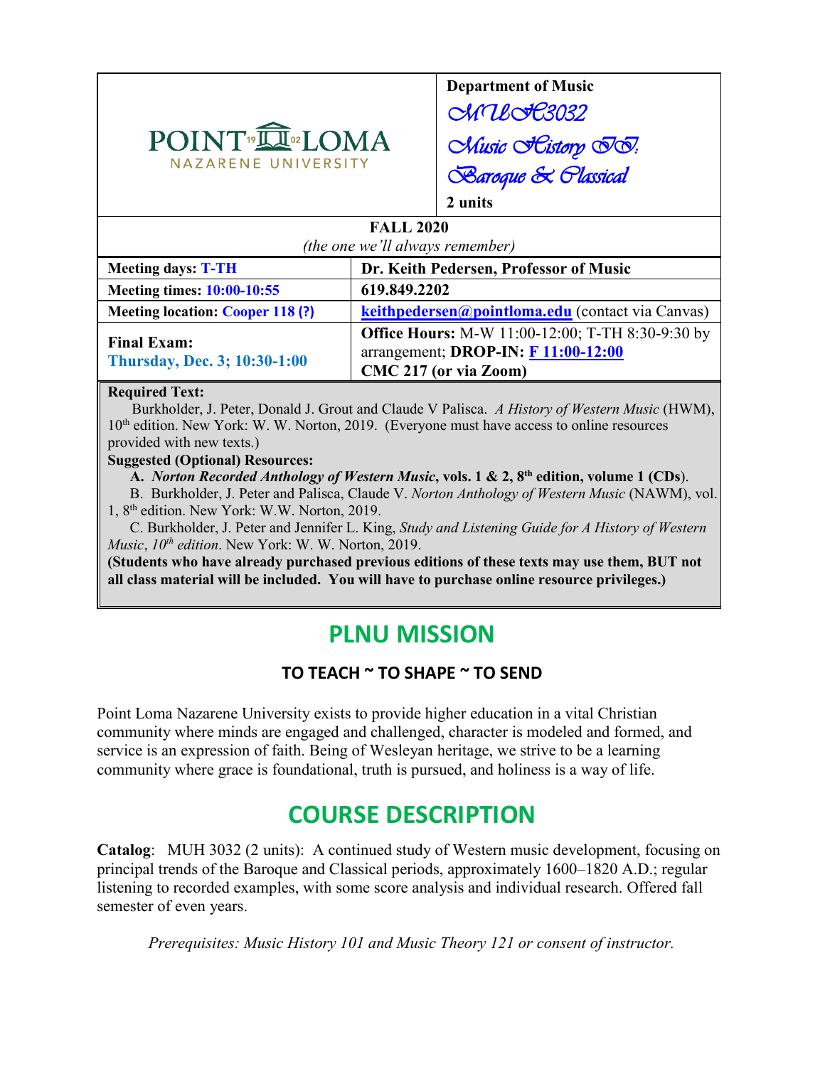| POINT LOMA NAZARENE UNIVERSITY | **Department of Music**<br>*MUH3032*<br>*Music History II: Baroque & Classical*<br>**2 units** |
|---|---|

**FALL 2020**
*(the one we'll always remember)*

| **Meeting days: T-TH** | **Dr. Keith Pedersen, Professor of Music** |
|---|---|
| **Meeting times: 10:00-10:55** | **619.849.2202** |
| **Meeting location: Cooper 118 (?)** | **keithpedersen@pointloma.edu** (contact via Canvas) |
| **Final Exam:**<br>**Thursday, Dec. 3; 10:30-1:00** | **Office Hours:** M-W 11:00-12:00; T-TH 8:30-9:30 by arrangement; **DROP-IN: F 11:00-12:00**<br>**CMC 217 (or via Zoom)** |

**Required Text:**
Burkholder, J. Peter, Donald J. Grout and Claude V Palisca. *A History of Western Music* (HWM), 10th edition. New York: W. W. Norton, 2019. (Everyone must have access to online resources provided with new texts.)

**Suggested (Optional) Resources:**

**A.** ***Norton Recorded Anthology of Western Music*, vols. 1 & 2, 8th edition, volume 1 (CDs)**.

B. Burkholder, J. Peter and Palisca, Claude V. *Norton Anthology of Western Music* (NAWM), vol. 1, 8th edition. New York: W.W. Norton, 2019.

C. Burkholder, J. Peter and Jennifer L. King, *Study and Listening Guide for A History of Western Music*, *10th edition*. New York: W. W. Norton, 2019.

**(Students who have already purchased previous editions of these texts may use them, BUT not all class material will be included. You will have to purchase online resource privileges.)**

# PLNU MISSION

### TO TEACH ~ TO SHAPE ~ TO SEND

Point Loma Nazarene University exists to provide higher education in a vital Christian community where minds are engaged and challenged, character is modeled and formed, and service is an expression of faith. Being of Wesleyan heritage, we strive to be a learning community where grace is foundational, truth is pursued, and holiness is a way of life.

# COURSE DESCRIPTION

**Catalog**: MUH 3032 (2 units): A continued study of Western music development, focusing on principal trends of the Baroque and Classical periods, approximately 1600–1820 A.D.; regular listening to recorded examples, with some score analysis and individual research. Offered fall semester of even years.

*Prerequisites: Music History 101 and Music Theory 121 or consent of instructor.*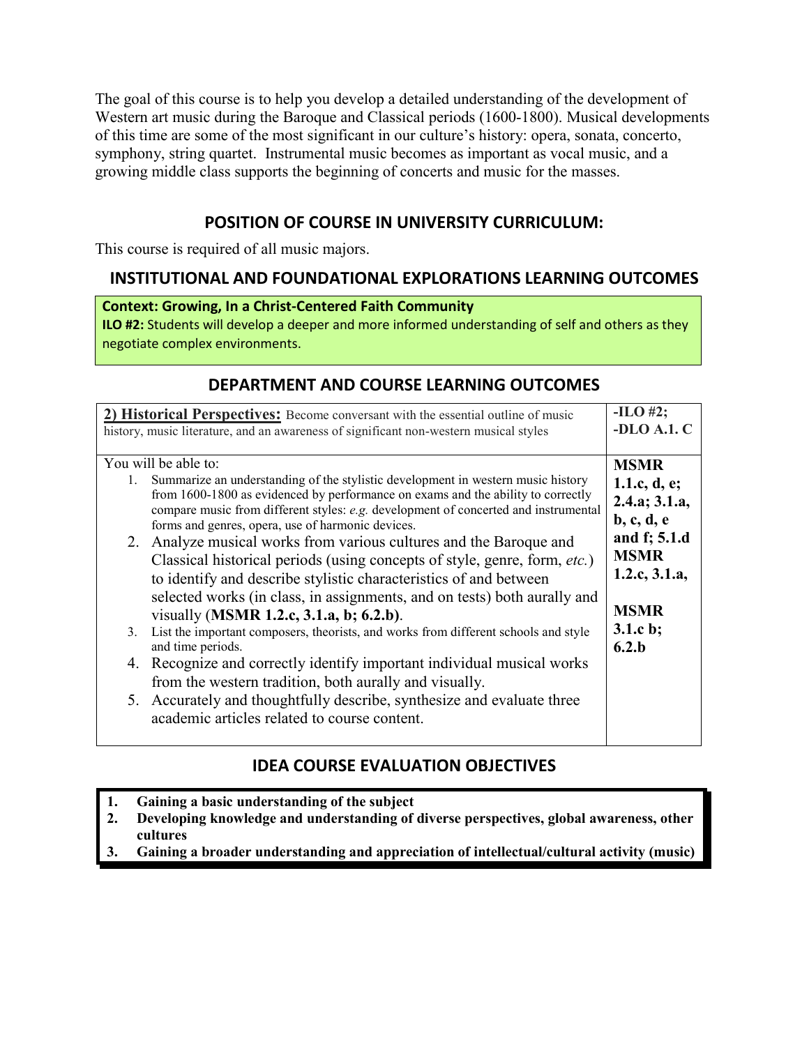The goal of this course is to help you develop a detailed understanding of the development of Western art music during the Baroque and Classical periods (1600-1800). Musical developments of this time are some of the most significant in our culture's history: opera, sonata, concerto, symphony, string quartet. Instrumental music becomes as important as vocal music, and a growing middle class supports the beginning of concerts and music for the masses.

## POSITION OF COURSE IN UNIVERSITY CURRICULUM:

This course is required of all music majors.

## INSTITUTIONAL AND FOUNDATIONAL EXPLORATIONS LEARNING OUTCOMES

**Context: Growing, In a Christ-Centered Faith Community**
**ILO #2:** Students will develop a deeper and more informed understanding of self and others as they negotiate complex environments.

## DEPARTMENT AND COURSE LEARNING OUTCOMES

| **2) Historical Perspectives:** Become conversant with the essential outline of music history, music literature, and an awareness of significant non-western musical styles | **-ILO #2; -DLO A.1. C** |
|---|---|
| You will be able to:<br>1. Summarize an understanding of the stylistic development in western music history from 1600-1800 as evidenced by performance on exams and the ability to correctly compare music from different styles: *e.g.* development of concerted and instrumental forms and genres, opera, use of harmonic devices.<br>2. Analyze musical works from various cultures and the Baroque and Classical historical periods (using concepts of style, genre, form, *etc.*) to identify and describe stylistic characteristics of and between selected works (in class, in assignments, and on tests) both aurally and visually (**MSMR 1.2.c, 3.1.a, b; 6.2.b**).<br>3. List the important composers, theorists, and works from different schools and style and time periods.<br>4. Recognize and correctly identify important individual musical works from the western tradition, both aurally and visually.<br>5. Accurately and thoughtfully describe, synthesize and evaluate three academic articles related to course content. | **MSMR 1.1.c, d, e; 2.4.a; 3.1.a, b, c, d, e and f; 5.1.d**<br>**MSMR 1.2.c, 3.1.a,**<br>**MSMR 3.1.c b; 6.2.b** |

## IDEA COURSE EVALUATION OBJECTIVES

1. **Gaining a basic understanding of the subject**
2. **Developing knowledge and understanding of diverse perspectives, global awareness, other cultures**
3. **Gaining a broader understanding and appreciation of intellectual/cultural activity (music)**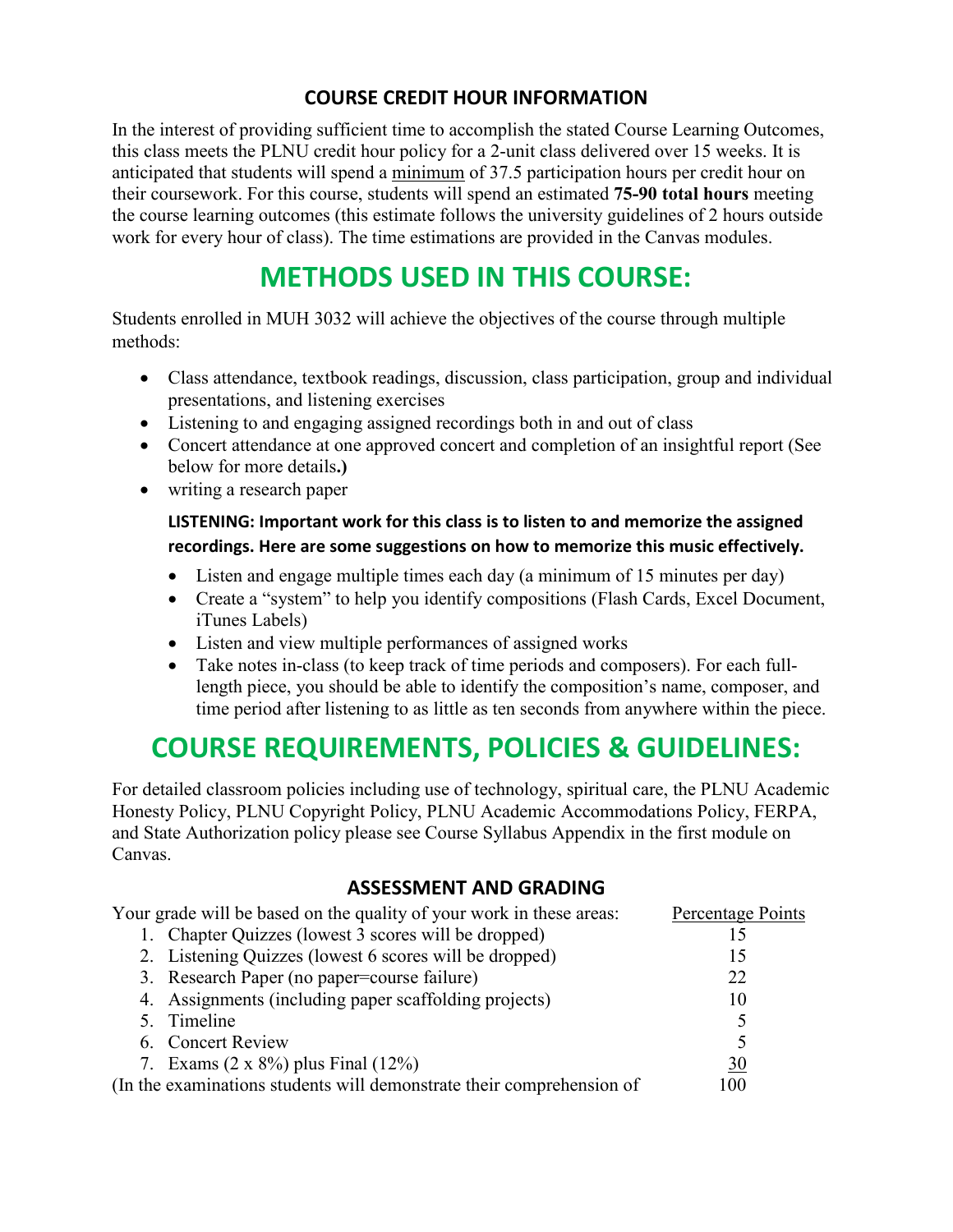### COURSE CREDIT HOUR INFORMATION

In the interest of providing sufficient time to accomplish the stated Course Learning Outcomes, this class meets the PLNU credit hour policy for a 2-unit class delivered over 15 weeks. It is anticipated that students will spend a minimum of 37.5 participation hours per credit hour on their coursework. For this course, students will spend an estimated **75-90 total hours** meeting the course learning outcomes (this estimate follows the university guidelines of 2 hours outside work for every hour of class). The time estimations are provided in the Canvas modules.

## METHODS USED IN THIS COURSE:

Students enrolled in MUH 3032 will achieve the objectives of the course through multiple methods:

- Class attendance, textbook readings, discussion, class participation, group and individual presentations, and listening exercises
- Listening to and engaging assigned recordings both in and out of class
- Concert attendance at one approved concert and completion of an insightful report (See below for more details**.)**
- writing a research paper

**LISTENING: Important work for this class is to listen to and memorize the assigned recordings. Here are some suggestions on how to memorize this music effectively.**

- Listen and engage multiple times each day (a minimum of 15 minutes per day)
- Create a "system" to help you identify compositions (Flash Cards, Excel Document, iTunes Labels)
- Listen and view multiple performances of assigned works
- Take notes in-class (to keep track of time periods and composers). For each full-length piece, you should be able to identify the composition's name, composer, and time period after listening to as little as ten seconds from anywhere within the piece.

## COURSE REQUIREMENTS, POLICIES & GUIDELINES:

For detailed classroom policies including use of technology, spiritual care, the PLNU Academic Honesty Policy, PLNU Copyright Policy, PLNU Academic Accommodations Policy, FERPA, and State Authorization policy please see Course Syllabus Appendix in the first module on Canvas.

### ASSESSMENT AND GRADING

| Your grade will be based on the quality of your work in these areas: | Percentage Points |
|---|---|
| 1. Chapter Quizzes (lowest 3 scores will be dropped) | 15 |
| 2. Listening Quizzes (lowest 6 scores will be dropped) | 15 |
| 3. Research Paper (no paper=course failure) | 22 |
| 4. Assignments (including paper scaffolding projects) | 10 |
| 5. Timeline | 5 |
| 6. Concert Review | 5 |
| 7. Exams (2 x 8%) plus Final (12%) | 30 |
| (In the examinations students will demonstrate their comprehension of | 100 |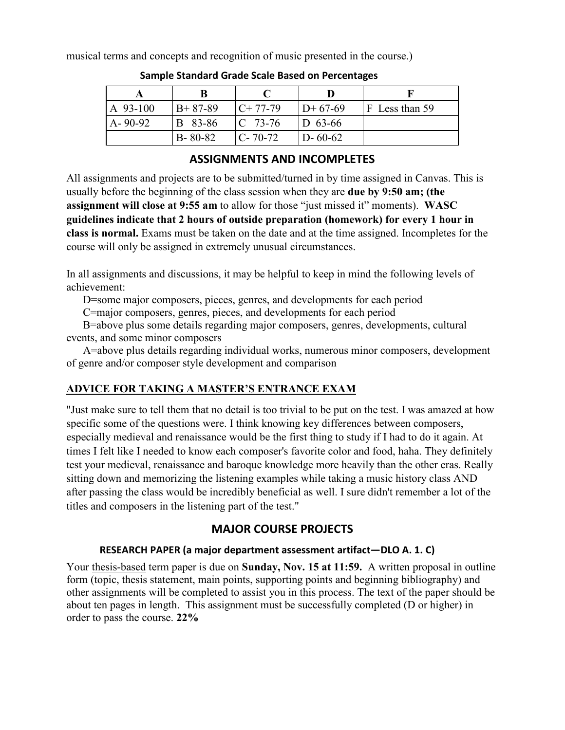musical terms and concepts and recognition of music presented in the course.)

**Sample Standard Grade Scale Based on Percentages**

| A | B | C | D | F |
|---|---|---|---|---|
| A 93-100 | B+ 87-89 | C+ 77-79 | D+ 67-69 | F Less than 59 |
| A- 90-92 | B 83-86 | C 73-76 | D 63-66 | |
| | B- 80-82 | C- 70-72 | D- 60-62 | |

## ASSIGNMENTS AND INCOMPLETES

All assignments and projects are to be submitted/turned in by time assigned in Canvas. This is usually before the beginning of the class session when they are **due by 9:50 am; (the assignment will close at 9:55 am** to allow for those "just missed it" moments). **WASC guidelines indicate that 2 hours of outside preparation (homework) for every 1 hour in class is normal.** Exams must be taken on the date and at the time assigned. Incompletes for the course will only be assigned in extremely unusual circumstances.

In all assignments and discussions, it may be helpful to keep in mind the following levels of achievement:

D=some major composers, pieces, genres, and developments for each period

C=major composers, genres, pieces, and developments for each period

B=above plus some details regarding major composers, genres, developments, cultural events, and some minor composers

A=above plus details regarding individual works, numerous minor composers, development of genre and/or composer style development and comparison

### ADVICE FOR TAKING A MASTER'S ENTRANCE EXAM

"Just make sure to tell them that no detail is too trivial to be put on the test. I was amazed at how specific some of the questions were. I think knowing key differences between composers, especially medieval and renaissance would be the first thing to study if I had to do it again. At times I felt like I needed to know each composer's favorite color and food, haha. They definitely test your medieval, renaissance and baroque knowledge more heavily than the other eras. Really sitting down and memorizing the listening examples while taking a music history class AND after passing the class would be incredibly beneficial as well. I sure didn't remember a lot of the titles and composers in the listening part of the test."

## MAJOR COURSE PROJECTS

### RESEARCH PAPER (a major department assessment artifact—DLO A. 1. C)

Your thesis-based term paper is due on **Sunday, Nov. 15 at 11:59.** A written proposal in outline form (topic, thesis statement, main points, supporting points and beginning bibliography) and other assignments will be completed to assist you in this process. The text of the paper should be about ten pages in length. This assignment must be successfully completed (D or higher) in order to pass the course. **22%**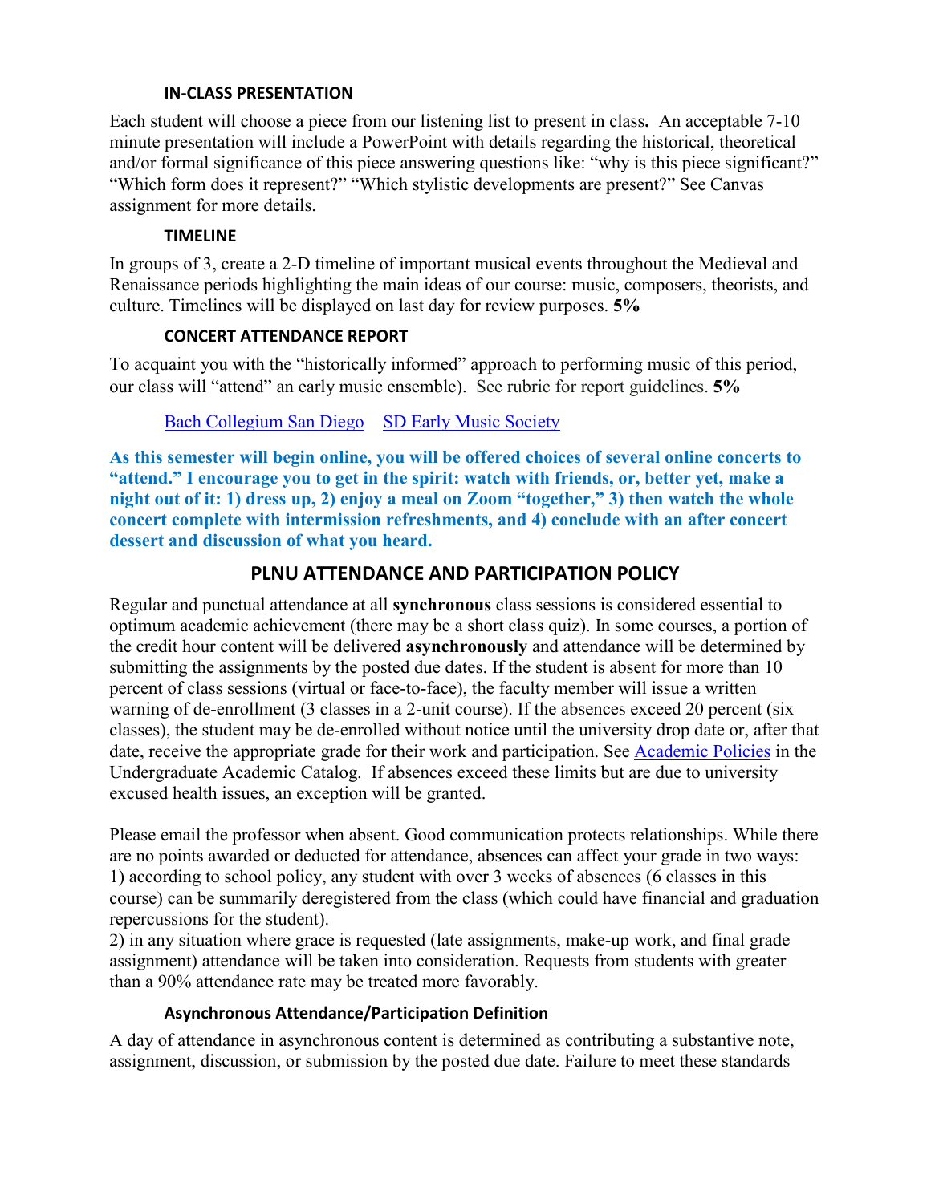### IN-CLASS PRESENTATION

Each student will choose a piece from our listening list to present in class**.** An acceptable 7-10 minute presentation will include a PowerPoint with details regarding the historical, theoretical and/or formal significance of this piece answering questions like: "why is this piece significant?" "Which form does it represent?" "Which stylistic developments are present?" See Canvas assignment for more details.

### TIMELINE

In groups of 3, create a 2-D timeline of important musical events throughout the Medieval and Renaissance periods highlighting the main ideas of our course: music, composers, theorists, and culture. Timelines will be displayed on last day for review purposes. **5%**

### CONCERT ATTENDANCE REPORT

To acquaint you with the "historically informed" approach to performing music of this period, our class will "attend" an early music ensemble). See rubric for report guidelines. **5%**

Bach Collegium San Diego SD Early Music Society

**As this semester will begin online, you will be offered choices of several online concerts to "attend." I encourage you to get in the spirit: watch with friends, or, better yet, make a night out of it: 1) dress up, 2) enjoy a meal on Zoom "together," 3) then watch the whole concert complete with intermission refreshments, and 4) conclude with an after concert dessert and discussion of what you heard.**

## PLNU ATTENDANCE AND PARTICIPATION POLICY

Regular and punctual attendance at all **synchronous** class sessions is considered essential to optimum academic achievement (there may be a short class quiz). In some courses, a portion of the credit hour content will be delivered **asynchronously** and attendance will be determined by submitting the assignments by the posted due dates. If the student is absent for more than 10 percent of class sessions (virtual or face-to-face), the faculty member will issue a written warning of de-enrollment (3 classes in a 2-unit course). If the absences exceed 20 percent (six classes), the student may be de-enrolled without notice until the university drop date or, after that date, receive the appropriate grade for their work and participation. See Academic Policies in the Undergraduate Academic Catalog. If absences exceed these limits but are due to university excused health issues, an exception will be granted.

Please email the professor when absent. Good communication protects relationships. While there are no points awarded or deducted for attendance, absences can affect your grade in two ways:
1) according to school policy, any student with over 3 weeks of absences (6 classes in this course) can be summarily deregistered from the class (which could have financial and graduation repercussions for the student).
2) in any situation where grace is requested (late assignments, make-up work, and final grade assignment) attendance will be taken into consideration. Requests from students with greater than a 90% attendance rate may be treated more favorably.

### Asynchronous Attendance/Participation Definition

A day of attendance in asynchronous content is determined as contributing a substantive note, assignment, discussion, or submission by the posted due date. Failure to meet these standards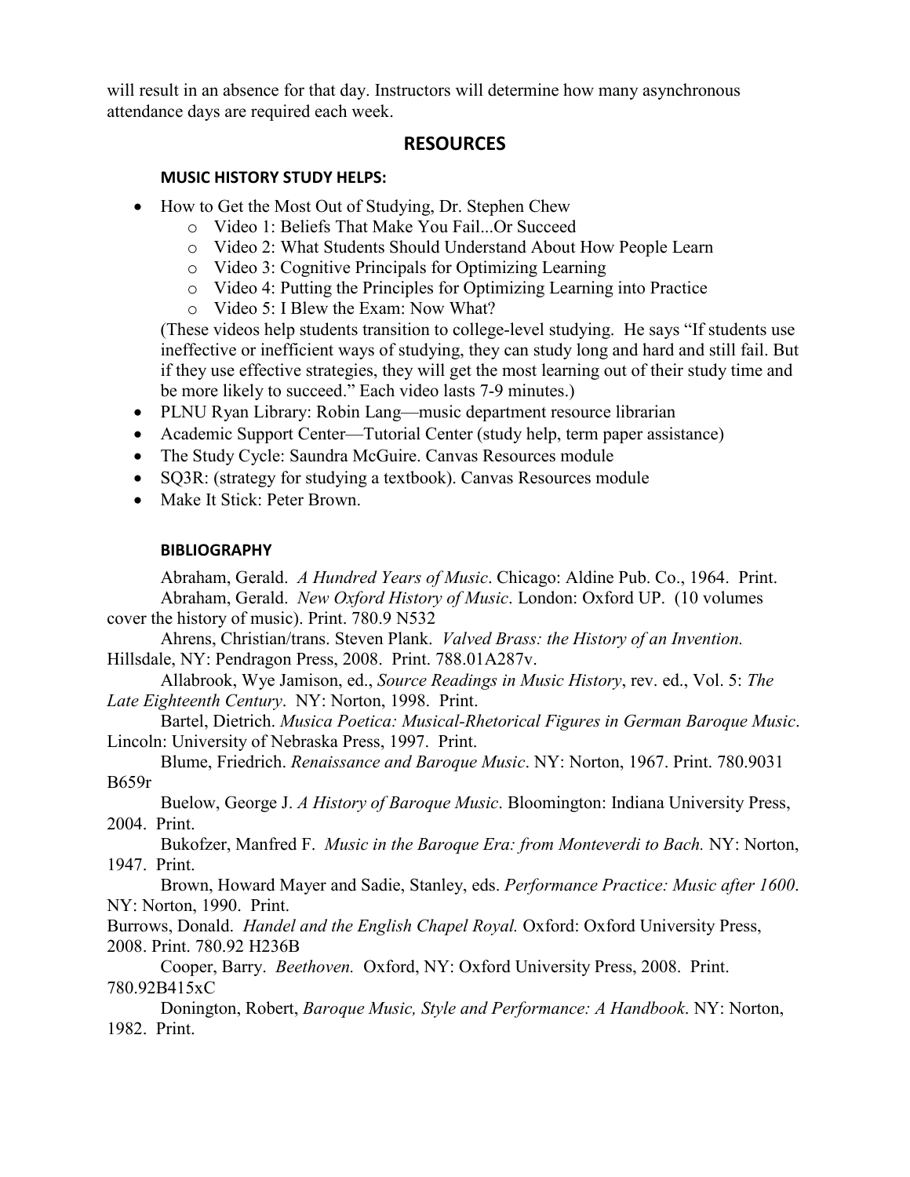will result in an absence for that day. Instructors will determine how many asynchronous attendance days are required each week.

## RESOURCES

### MUSIC HISTORY STUDY HELPS:

- How to Get the Most Out of Studying, Dr. Stephen Chew
    - Video 1: Beliefs That Make You Fail...Or Succeed
    - Video 2: What Students Should Understand About How People Learn
    - Video 3: Cognitive Principals for Optimizing Learning
    - Video 4: Putting the Principles for Optimizing Learning into Practice
    - Video 5: I Blew the Exam: Now What?

  (These videos help students transition to college-level studying. He says "If students use ineffective or inefficient ways of studying, they can study long and hard and still fail. But if they use effective strategies, they will get the most learning out of their study time and be more likely to succeed." Each video lasts 7-9 minutes.)
- PLNU Ryan Library: Robin Lang—music department resource librarian
- Academic Support Center—Tutorial Center (study help, term paper assistance)
- The Study Cycle: Saundra McGuire. Canvas Resources module
- SQ3R: (strategy for studying a textbook). Canvas Resources module
- Make It Stick: Peter Brown.

### BIBLIOGRAPHY

Abraham, Gerald. *A Hundred Years of Music*. Chicago: Aldine Pub. Co., 1964. Print.

Abraham, Gerald. *New Oxford History of Music*. London: Oxford UP. (10 volumes cover the history of music). Print. 780.9 N532

Ahrens, Christian/trans. Steven Plank. *Valved Brass: the History of an Invention.* Hillsdale, NY: Pendragon Press, 2008. Print. 788.01A287v.

Allabrook, Wye Jamison, ed., *Source Readings in Music History*, rev. ed., Vol. 5: *The Late Eighteenth Century*. NY: Norton, 1998. Print.

Bartel, Dietrich. *Musica Poetica: Musical-Rhetorical Figures in German Baroque Music*. Lincoln: University of Nebraska Press, 1997. Print.

Blume, Friedrich. *Renaissance and Baroque Music*. NY: Norton, 1967. Print. 780.9031 B659r

Buelow, George J. *A History of Baroque Music*. Bloomington: Indiana University Press, 2004. Print.

Bukofzer, Manfred F. *Music in the Baroque Era: from Monteverdi to Bach.* NY: Norton, 1947. Print.

Brown, Howard Mayer and Sadie, Stanley, eds. *Performance Practice: Music after 1600*. NY: Norton, 1990. Print.

Burrows, Donald. *Handel and the English Chapel Royal.* Oxford: Oxford University Press, 2008. Print. 780.92 H236B

Cooper, Barry. *Beethoven.* Oxford, NY: Oxford University Press, 2008. Print. 780.92B415xC

Donington, Robert, *Baroque Music, Style and Performance: A Handbook*. NY: Norton, 1982. Print.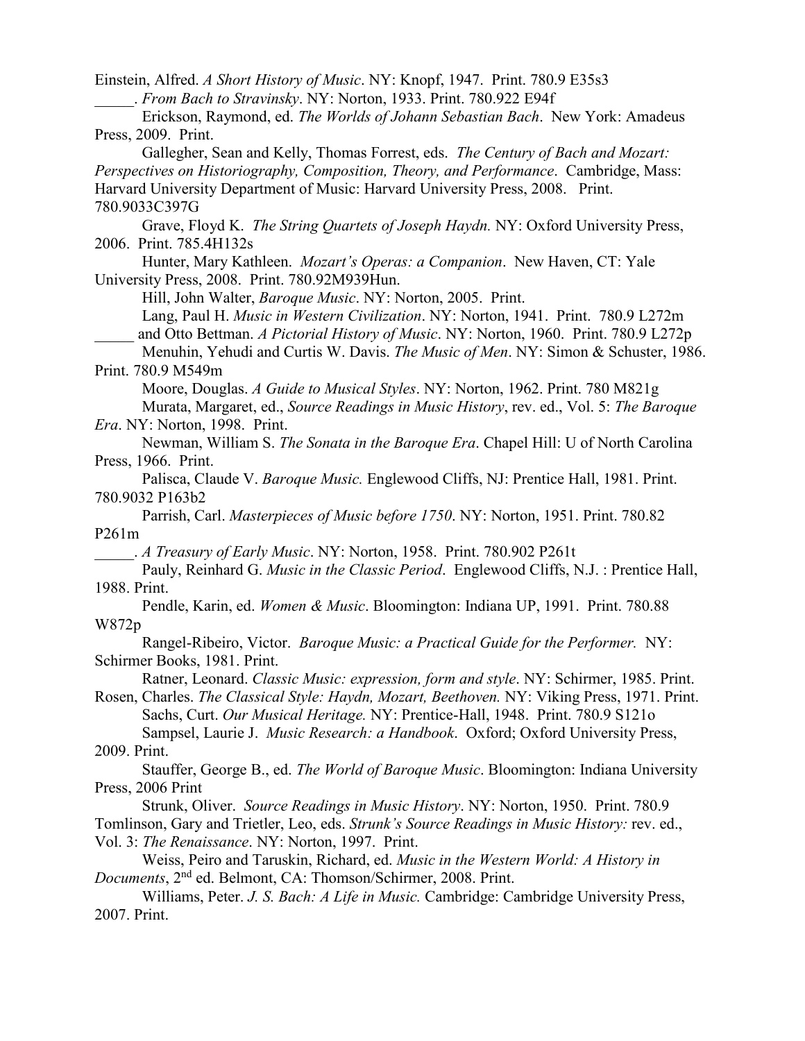Einstein, Alfred. *A Short History of Music*. NY: Knopf, 1947. Print. 780.9 E35s3

_____. *From Bach to Stravinsky*. NY: Norton, 1933. Print. 780.922 E94f

Erickson, Raymond, ed. *The Worlds of Johann Sebastian Bach*. New York: Amadeus Press, 2009. Print.

Gallegher, Sean and Kelly, Thomas Forrest, eds. *The Century of Bach and Mozart: Perspectives on Historiography, Composition, Theory, and Performance*. Cambridge, Mass: Harvard University Department of Music: Harvard University Press, 2008. Print. 780.9033C397G

Grave, Floyd K. *The String Quartets of Joseph Haydn.* NY: Oxford University Press, 2006. Print. 785.4H132s

Hunter, Mary Kathleen. *Mozart's Operas: a Companion*. New Haven, CT: Yale University Press, 2008. Print. 780.92M939Hun.

Hill, John Walter, *Baroque Music*. NY: Norton, 2005. Print.

Lang, Paul H. *Music in Western Civilization*. NY: Norton, 1941. Print. 780.9 L272m

_____ and Otto Bettman. *A Pictorial History of Music*. NY: Norton, 1960. Print. 780.9 L272p

Menuhin, Yehudi and Curtis W. Davis. *The Music of Men*. NY: Simon & Schuster, 1986. Print. 780.9 M549m

Moore, Douglas. *A Guide to Musical Styles*. NY: Norton, 1962. Print. 780 M821g

Murata, Margaret, ed., *Source Readings in Music History*, rev. ed., Vol. 5: *The Baroque Era*. NY: Norton, 1998. Print.

Newman, William S. *The Sonata in the Baroque Era*. Chapel Hill: U of North Carolina Press, 1966. Print.

Palisca, Claude V. *Baroque Music.* Englewood Cliffs, NJ: Prentice Hall, 1981. Print. 780.9032 P163b2

Parrish, Carl. *Masterpieces of Music before 1750*. NY: Norton, 1951. Print. 780.82 P261m

_____. *A Treasury of Early Music*. NY: Norton, 1958. Print. 780.902 P261t

Pauly, Reinhard G. *Music in the Classic Period*. Englewood Cliffs, N.J. : Prentice Hall, 1988. Print.

Pendle, Karin, ed. *Women & Music*. Bloomington: Indiana UP, 1991. Print. 780.88 W872p

Rangel-Ribeiro, Victor. *Baroque Music: a Practical Guide for the Performer.* NY: Schirmer Books, 1981. Print.

Ratner, Leonard. *Classic Music: expression, form and style*. NY: Schirmer, 1985. Print.

Rosen, Charles. *The Classical Style: Haydn, Mozart, Beethoven.* NY: Viking Press, 1971. Print.

Sachs, Curt. *Our Musical Heritage.* NY: Prentice-Hall, 1948. Print. 780.9 S121o

Sampsel, Laurie J. *Music Research: a Handbook*. Oxford; Oxford University Press, 2009. Print.

Stauffer, George B., ed. *The World of Baroque Music*. Bloomington: Indiana University Press, 2006 Print

Strunk, Oliver. *Source Readings in Music History*. NY: Norton, 1950. Print. 780.9

Tomlinson, Gary and Trietler, Leo, eds. *Strunk's Source Readings in Music History:* rev. ed., Vol. 3: *The Renaissance*. NY: Norton, 1997. Print.

Weiss, Peiro and Taruskin, Richard, ed. *Music in the Western World: A History in Documents*, 2nd ed. Belmont, CA: Thomson/Schirmer, 2008. Print.

Williams, Peter. *J. S. Bach: A Life in Music.* Cambridge: Cambridge University Press, 2007. Print.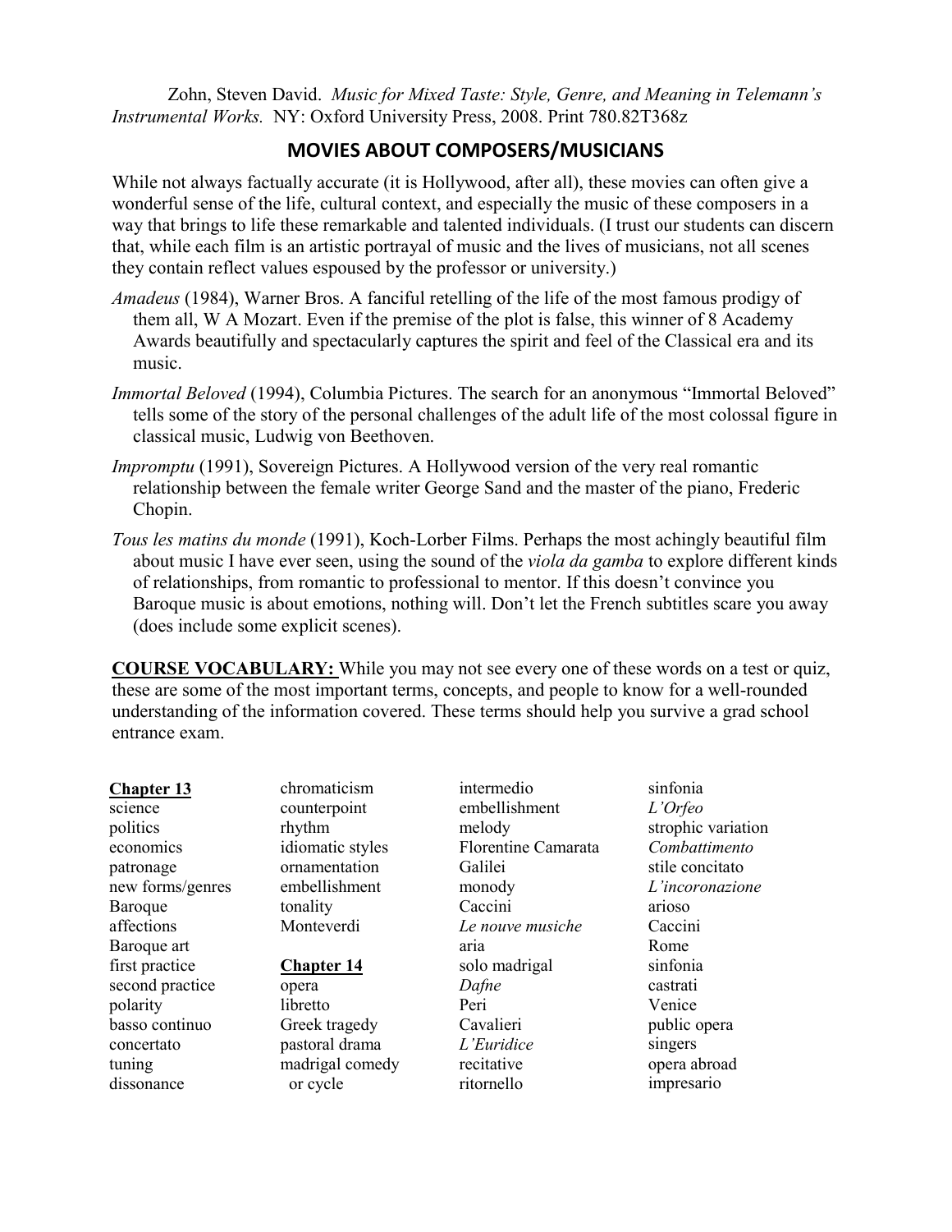Zohn, Steven David. *Music for Mixed Taste: Style, Genre, and Meaning in Telemann's Instrumental Works.* NY: Oxford University Press, 2008. Print 780.82T368z

## MOVIES ABOUT COMPOSERS/MUSICIANS

While not always factually accurate (it is Hollywood, after all), these movies can often give a wonderful sense of the life, cultural context, and especially the music of these composers in a way that brings to life these remarkable and talented individuals. (I trust our students can discern that, while each film is an artistic portrayal of music and the lives of musicians, not all scenes they contain reflect values espoused by the professor or university.)

*Amadeus* (1984), Warner Bros. A fanciful retelling of the life of the most famous prodigy of them all, W A Mozart. Even if the premise of the plot is false, this winner of 8 Academy Awards beautifully and spectacularly captures the spirit and feel of the Classical era and its music.

*Immortal Beloved* (1994), Columbia Pictures. The search for an anonymous "Immortal Beloved" tells some of the story of the personal challenges of the adult life of the most colossal figure in classical music, Ludwig von Beethoven.

*Impromptu* (1991), Sovereign Pictures. A Hollywood version of the very real romantic relationship between the female writer George Sand and the master of the piano, Frederic Chopin.

*Tous les matins du monde* (1991), Koch-Lorber Films. Perhaps the most achingly beautiful film about music I have ever seen, using the sound of the *viola da gamba* to explore different kinds of relationships, from romantic to professional to mentor. If this doesn't convince you Baroque music is about emotions, nothing will. Don't let the French subtitles scare you away (does include some explicit scenes).

**COURSE VOCABULARY:** While you may not see every one of these words on a test or quiz, these are some of the most important terms, concepts, and people to know for a well-rounded understanding of the information covered. These terms should help you survive a grad school entrance exam.

**Chapter 13**

science
politics
economics
patronage
new forms/genres
Baroque
affections
Baroque art
first practice
second practice
polarity
basso continuo
concertato
tuning
dissonance
chromaticism
counterpoint
rhythm
idiomatic styles
ornamentation
embellishment
tonality
Monteverdi

**Chapter 14**

opera
libretto
Greek tragedy
pastoral drama
madrigal comedy or cycle
intermedio
embellishment
melody
Florentine Camarata
Galilei
monody
Caccini
*Le nouve musiche*
aria
solo madrigal
*Dafne*
Peri
Cavalieri
*L'Euridice*
recitative
ritornello
sinfonia
*L'Orfeo*
strophic variation
*Combattimento*
stile concitato
*L'incoronazione*
arioso
Caccini
Rome
sinfonia
castrati
Venice
public opera
singers
opera abroad
impresario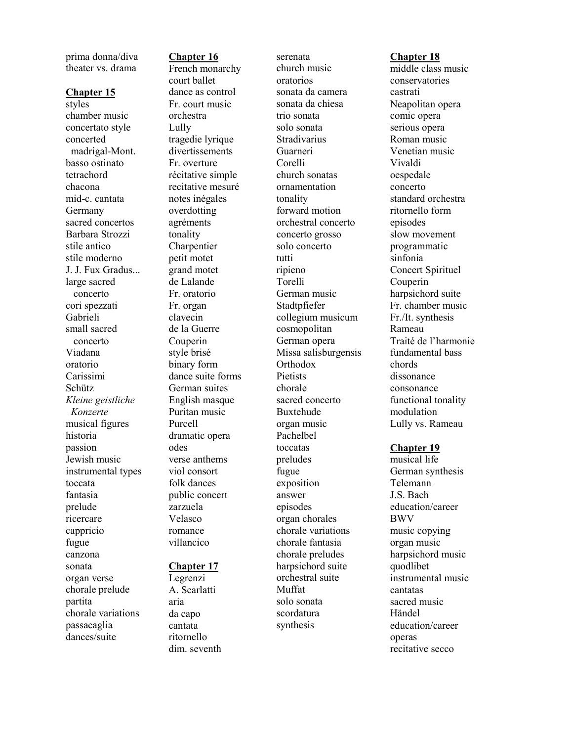prima donna/diva
theater vs. drama

## Chapter 15

styles
chamber music
concertato style
concerted madrigal-Mont.
basso ostinato
tetrachord
chacona
mid-c. cantata
Germany
sacred concertos
Barbara Strozzi
stile antico
stile moderno
J. J. Fux Gradus...
large sacred concerto
cori spezzati
Gabrieli
small sacred concerto
Viadana
oratorio
Carissimi
Schütz
*Kleine geistliche Konzerte*
musical figures
historia
passion
Jewish music
instrumental types
toccata
fantasia
prelude
ricercare
cappricio
fugue
canzona
sonata
organ verse
chorale prelude
partita
chorale variations
passacaglia
dances/suite

## Chapter 16

French monarchy
court ballet
dance as control
Fr. court music
orchestra
Lully
tragedie lyrique
divertissements
Fr. overture
récitative simple
recitative mesuré
notes inégales
overdotting
agréments
tonality
Charpentier
petit motet
grand motet
de Lalande
Fr. oratorio
Fr. organ
clavecin
de la Guerre
Couperin
style brisé
binary form
dance suite forms
German suites
English masque
Puritan music
Purcell
dramatic opera
odes
verse anthems
viol consort
folk dances
public concert
zarzuela
Velasco
romance
villancico

## Chapter 17

Legrenzi
A. Scarlatti
aria
da capo
cantata
ritornello
dim. seventh
serenata
church music
oratorios
sonata da camera
sonata da chiesa
trio sonata
solo sonata
Stradivarius
Guarneri
Corelli
church sonatas
ornamentation
tonality
forward motion
orchestral concerto
concerto grosso
solo concerto
tutti
ripieno
Torelli
German music
Stadtpfiefer
collegium musicum
cosmopolitan
German opera
Missa salisburgensis
Orthodox
Pietists
chorale
sacred concerto
Buxtehude
organ music
Pachelbel
toccatas
preludes
fugue
exposition
answer
episodes
organ chorales
chorale variations
chorale fantasia
chorale preludes
harpsichord suite
orchestral suite
Muffat
solo sonata
scordatura
synthesis

## Chapter 18

middle class music
conservatories
castrati
Neapolitan opera
comic opera
serious opera
Roman music
Venetian music
Vivaldi
oespedale
concerto
standard orchestra
ritornello form
episodes
slow movement
programmatic
sinfonia
Concert Spirituel
Couperin
harpsichord suite
Fr. chamber music
Fr./It. synthesis
Rameau
Traité de l'harmonie
fundamental bass
chords
dissonance
consonance
functional tonality
modulation
Lully vs. Rameau

## Chapter 19

musical life
German synthesis
Telemann
J.S. Bach
education/career
BWV
music copying
organ music
harpsichord music
quodlibet
instrumental music
cantatas
sacred music
Händel
education/career
operas
recitative secco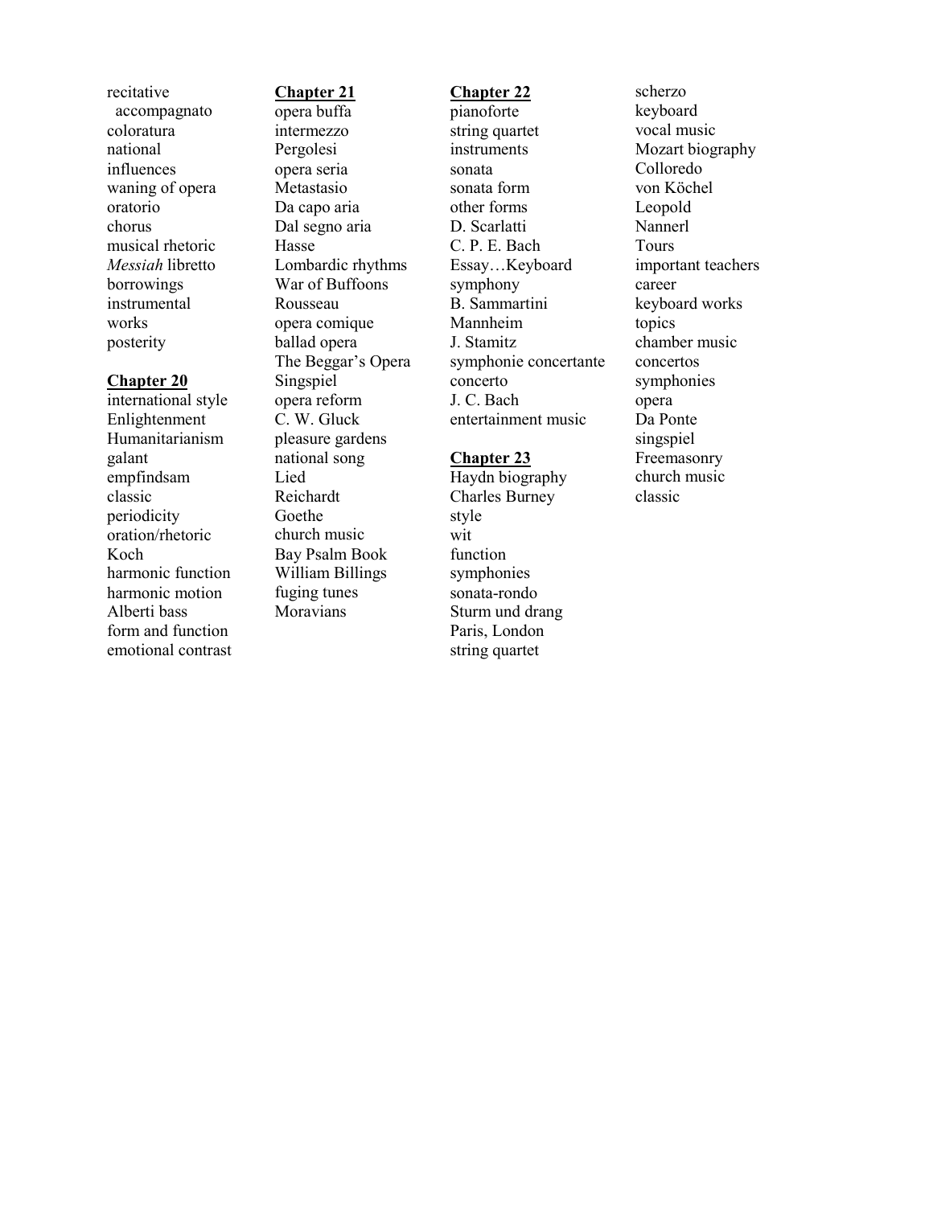recitative
  accompagnato
coloratura
national
influences
waning of opera
oratorio
chorus
musical rhetoric
*Messiah* libretto
borrowings
instrumental
works
posterity

**Chapter 20**

international style
Enlightenment
Humanitarianism
galant
empfindsam
classic
periodicity
oration/rhetoric
Koch
harmonic function
harmonic motion
Alberti bass
form and function
emotional contrast

**Chapter 21**

opera buffa
intermezzo
Pergolesi
opera seria
Metastasio
Da capo aria
Dal segno aria
Hasse
Lombardic rhythms
War of Buffoons
Rousseau
opera comique
ballad opera
The Beggar's Opera
Singspiel
opera reform
C. W. Gluck
pleasure gardens
national song
Lied
Reichardt
Goethe
church music
Bay Psalm Book
William Billings
fuging tunes
Moravians

**Chapter 22**

pianoforte
string quartet
instruments
sonata
sonata form
other forms
D. Scarlatti
C. P. E. Bach
Essay…Keyboard
symphony
B. Sammartini
Mannheim
J. Stamitz
symphonie concertante
concerto
J. C. Bach
entertainment music

**Chapter 23**

Haydn biography
Charles Burney
style
wit
function
symphonies
sonata-rondo
Sturm und drang
Paris, London
string quartet
scherzo
keyboard
vocal music
Mozart biography
Colloredo
von Köchel
Leopold
Nannerl
Tours
important teachers
career
keyboard works
topics
chamber music
concertos
symphonies
opera
Da Ponte
singspiel
Freemasonry
church music
classic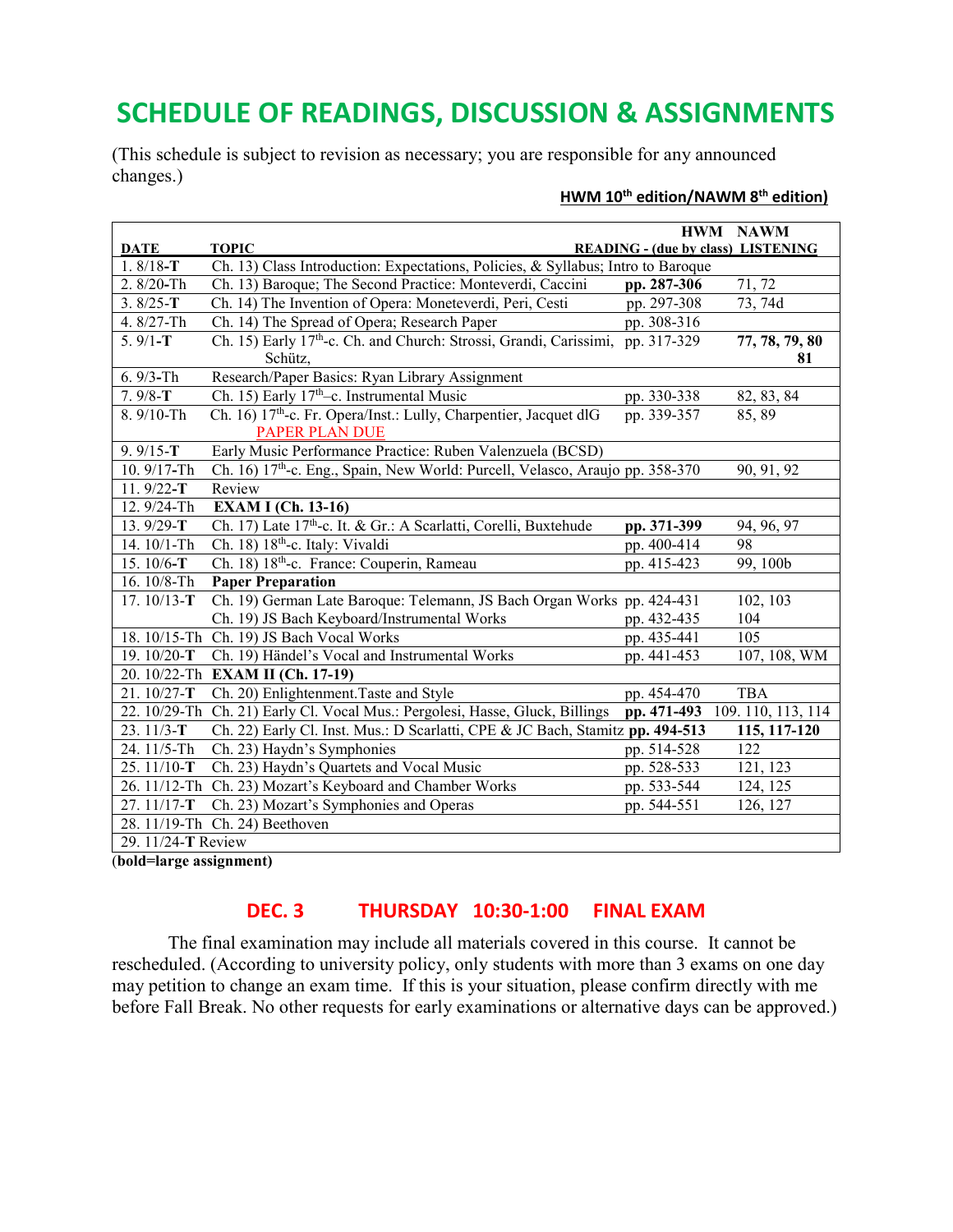# SCHEDULE OF READINGS, DISCUSSION & ASSIGNMENTS

(This schedule is subject to revision as necessary; you are responsible for any announced changes.)

**HWM 10th edition/NAWM 8th edition)**

| DATE | TOPIC | HWM READING - (due by class) | NAWM LISTENING |
|---|---|---|---|
| 1. 8/18-**T** | Ch. 13) Class Introduction: Expectations, Policies, & Syllabus; Intro to Baroque | | |
| 2. 8/20-Th | Ch. 13) Baroque; The Second Practice: Monteverdi, Caccini | **pp. 287-306** | 71, 72 |
| 3. 8/25-**T** | Ch. 14) The Invention of Opera: Moneteverdi, Peri, Cesti | pp. 297-308 | 73, 74d |
| 4. 8/27-Th | Ch. 14) The Spread of Opera; Research Paper | pp. 308-316 | |
| 5. 9/1-**T** | Ch. 15) Early 17th-c. Ch. and Church: Strossi, Grandi, Carissimi, Schütz, | pp. 317-329 | **77, 78, 79, 80 81** |
| 6. 9/3-Th | Research/Paper Basics: Ryan Library Assignment | | |
| 7. 9/8-**T** | Ch. 15) Early 17th–c. Instrumental Music | pp. 330-338 | 82, 83, 84 |
| 8. 9/10-Th | Ch. 16) 17th-c. Fr. Opera/Inst.: Lully, Charpentier, Jacquet dlG PAPER PLAN DUE | pp. 339-357 | 85, 89 |
| 9. 9/15-**T** | Early Music Performance Practice: Ruben Valenzuela (BCSD) | | |
| 10. 9/17-Th | Ch. 16) 17th-c. Eng., Spain, New World: Purcell, Velasco, Araujo | pp. 358-370 | 90, 91, 92 |
| 11. 9/22-**T** | Review | | |
| 12. 9/24-Th | **EXAM I (Ch. 13-16)** | | |
| 13. 9/29-**T** | Ch. 17) Late 17th-c. It. & Gr.: A Scarlatti, Corelli, Buxtehude | **pp. 371-399** | 94, 96, 97 |
| 14. 10/1-Th | Ch. 18) 18th-c. Italy: Vivaldi | pp. 400-414 | 98 |
| 15. 10/6-**T** | Ch. 18) 18th-c. France: Couperin, Rameau | pp. 415-423 | 99, 100b |
| 16. 10/8-Th | **Paper Preparation** | | |
| 17. 10/13-**T** | Ch. 19) German Late Baroque: Telemann, JS Bach Organ Works | pp. 424-431 | 102, 103 |
| | Ch. 19) JS Bach Keyboard/Instrumental Works | pp. 432-435 | 104 |
| 18. 10/15-Th | Ch. 19) JS Bach Vocal Works | pp. 435-441 | 105 |
| 19. 10/20-**T** | Ch. 19) Händel's Vocal and Instrumental Works | pp. 441-453 | 107, 108, WM |
| 20. 10/22-Th | **EXAM II (Ch. 17-19)** | | |
| 21. 10/27-**T** | Ch. 20) Enlightenment.Taste and Style | pp. 454-470 | TBA |
| 22. 10/29-Th | Ch. 21) Early Cl. Vocal Mus.: Pergolesi, Hasse, Gluck, Billings | **pp. 471-493** | 109. 110, 113, 114 |
| 23. 11/3-**T** | Ch. 22) Early Cl. Inst. Mus.: D Scarlatti, CPE & JC Bach, Stamitz | **pp. 494-513** | **115, 117-120** |
| 24. 11/5-Th | Ch. 23) Haydn's Symphonies | pp. 514-528 | 122 |
| 25. 11/10-**T** | Ch. 23) Haydn's Quartets and Vocal Music | pp. 528-533 | 121, 123 |
| 26. 11/12-Th | Ch. 23) Mozart's Keyboard and Chamber Works | pp. 533-544 | 124, 125 |
| 27. 11/17-**T** | Ch. 23) Mozart's Symphonies and Operas | pp. 544-551 | 126, 127 |
| 28. 11/19-Th | Ch. 24) Beethoven | | |
| 29. 11/24-**T** | Review | | |

(**bold=large assignment)**

## DEC. 3 THURSDAY 10:30-1:00 FINAL EXAM

The final examination may include all materials covered in this course. It cannot be rescheduled. (According to university policy, only students with more than 3 exams on one day may petition to change an exam time. If this is your situation, please confirm directly with me before Fall Break. No other requests for early examinations or alternative days can be approved.)